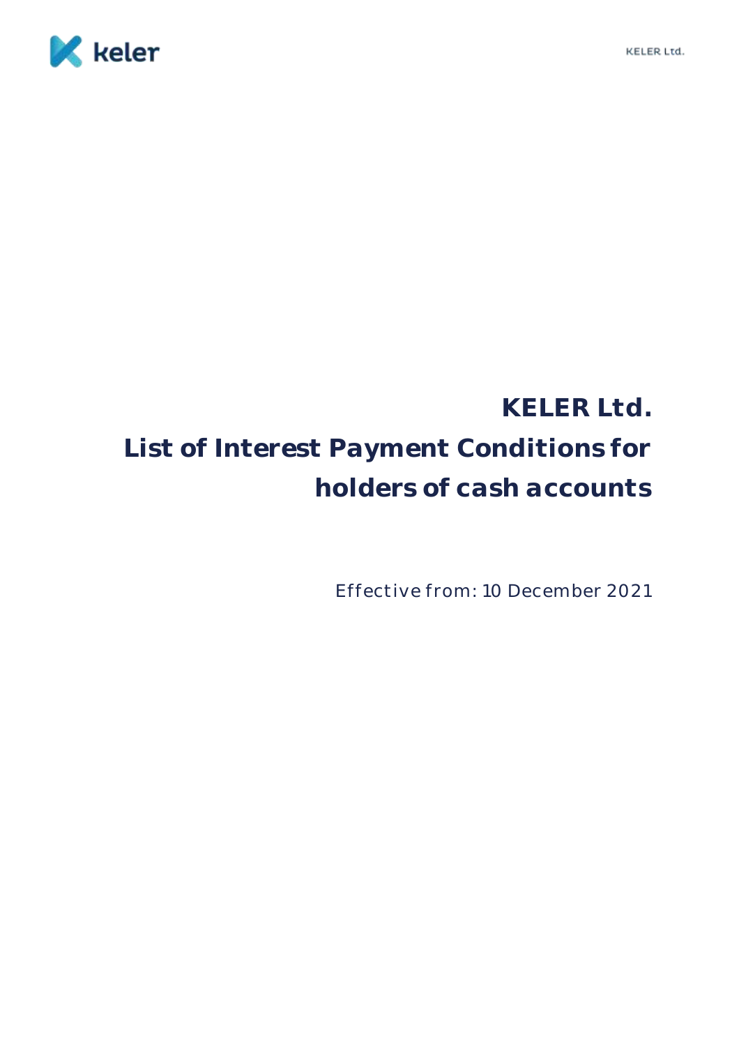# KELER Ltd.

# List of Interest Payment Conditions for holders of cash accounts

Effective from: 10 December 2021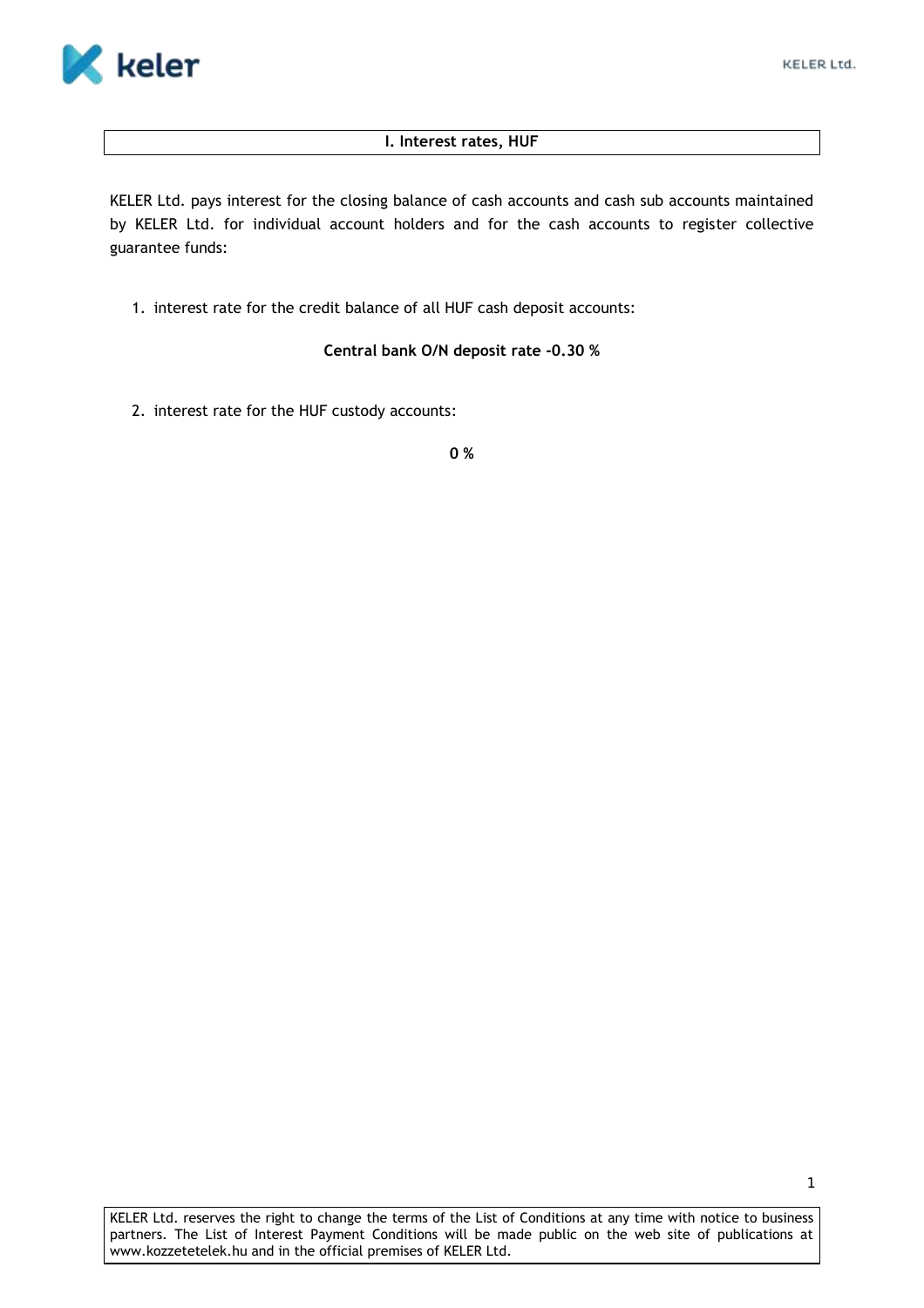## I. Interest rates, HUF

KELER Ltd. pays interest for the closing balance of cash accounts and cash sub accounts maintained by KELER Ltd. for individual account holders and for the cash accounts to register collective guarantee funds:

1. interest rate for the credit balance of all HUF cash deposit accounts:

   **Central bank O/N deposit rate -0.30 %**

2. interest rate for the HUF custody accounts:

   **0 %**

KELER Ltd. reserves the right to change the terms of the List of Conditions at any time with notice to business partners. The List of Interest Payment Conditions will be made public on the web site of publications at www.kozzetetelek.hu and in the official premises of KELER Ltd.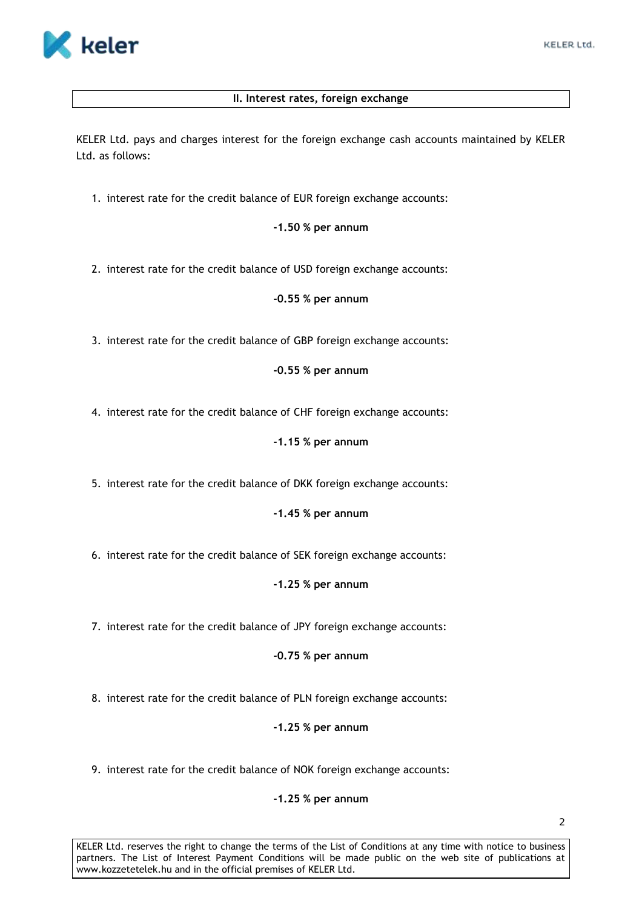## II. Interest rates, foreign exchange

KELER Ltd. pays and charges interest for the foreign exchange cash accounts maintained by KELER Ltd. as follows:

1. interest rate for the credit balance of EUR foreign exchange accounts:

   **-1.50 % per annum**

2. interest rate for the credit balance of USD foreign exchange accounts:

   **-0.55 % per annum**

3. interest rate for the credit balance of GBP foreign exchange accounts:

   **-0.55 % per annum**

4. interest rate for the credit balance of CHF foreign exchange accounts:

   **-1.15 % per annum**

5. interest rate for the credit balance of DKK foreign exchange accounts:

   **-1.45 % per annum**

6. interest rate for the credit balance of SEK foreign exchange accounts:

   **-1.25 % per annum**

7. interest rate for the credit balance of JPY foreign exchange accounts:

   **-0.75 % per annum**

8. interest rate for the credit balance of PLN foreign exchange accounts:

   **-1.25 % per annum**

9. interest rate for the credit balance of NOK foreign exchange accounts:

   **-1.25 % per annum**

KELER Ltd. reserves the right to change the terms of the List of Conditions at any time with notice to business partners. The List of Interest Payment Conditions will be made public on the web site of publications at www.kozzetetelek.hu and in the official premises of KELER Ltd.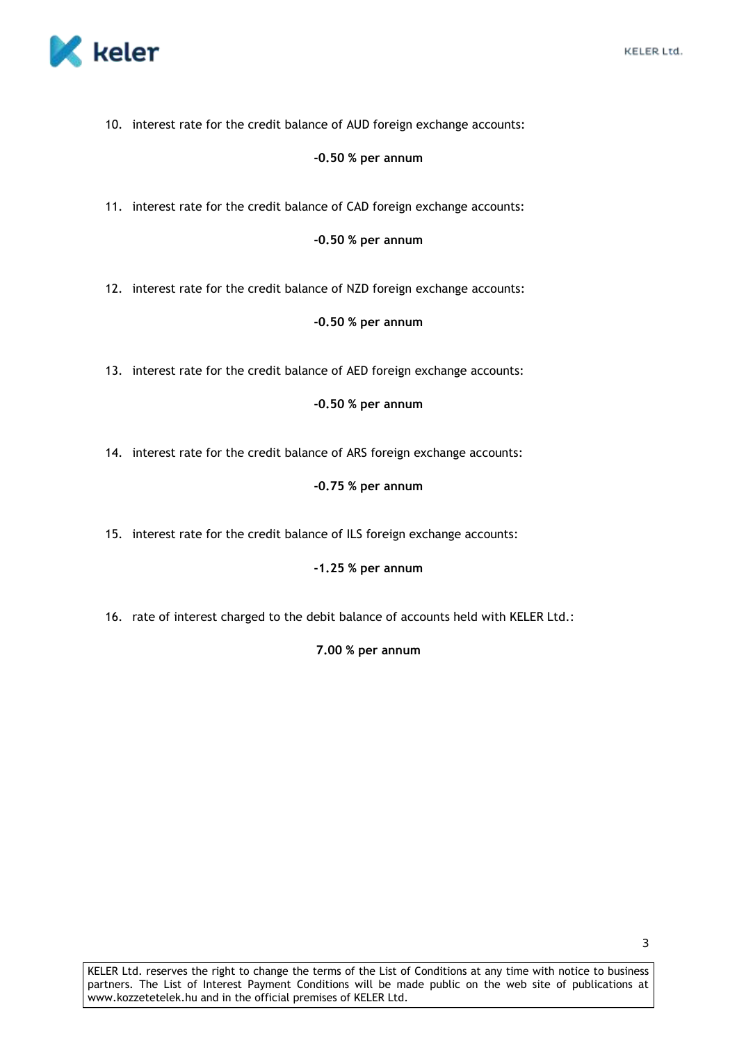10. interest rate for the credit balance of AUD foreign exchange accounts:

    **-0.50 % per annum**

11. interest rate for the credit balance of CAD foreign exchange accounts:

    **-0.50 % per annum**

12. interest rate for the credit balance of NZD foreign exchange accounts:

    **-0.50 % per annum**

13. interest rate for the credit balance of AED foreign exchange accounts:

    **-0.50 % per annum**

14. interest rate for the credit balance of ARS foreign exchange accounts:

    **-0.75 % per annum**

15. interest rate for the credit balance of ILS foreign exchange accounts:

    **-1.25 % per annum**

16. rate of interest charged to the debit balance of accounts held with KELER Ltd.:

    **7.00 % per annum**

KELER Ltd. reserves the right to change the terms of the List of Conditions at any time with notice to business partners. The List of Interest Payment Conditions will be made public on the web site of publications at www.kozzetetelek.hu and in the official premises of KELER Ltd.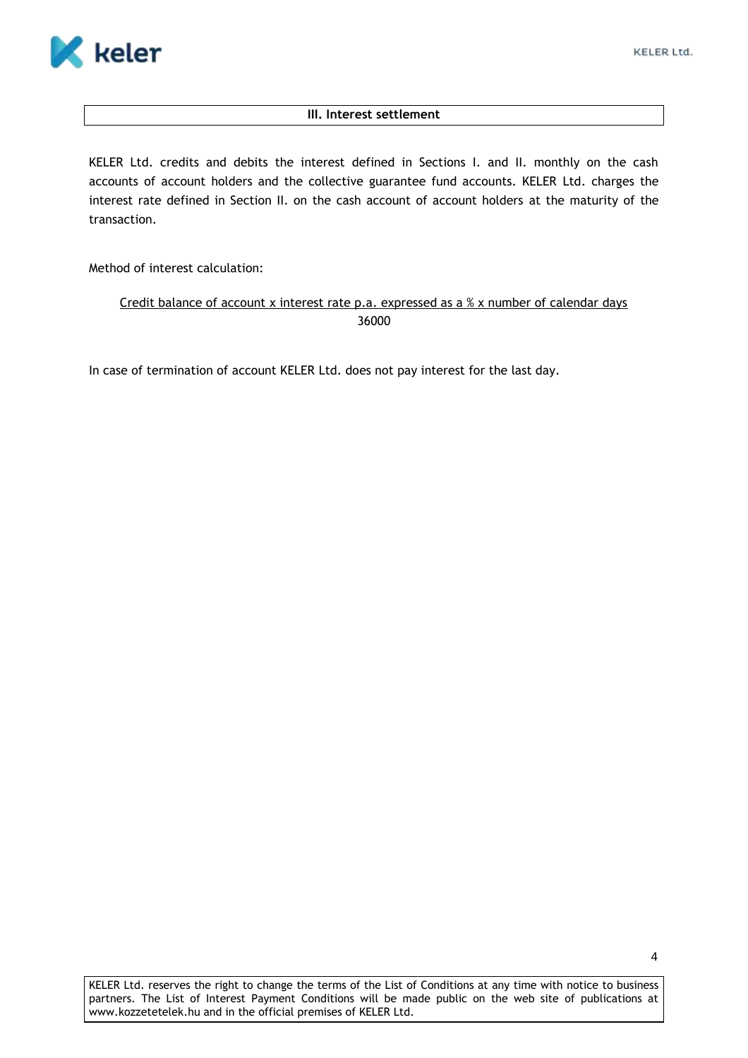## III. Interest settlement

KELER Ltd. credits and debits the interest defined in Sections I. and II. monthly on the cash accounts of account holders and the collective guarantee fund accounts. KELER Ltd. charges the interest rate defined in Section II. on the cash account of account holders at the maturity of the transaction.

Method of interest calculation:

$$\frac{\text{Credit balance of account x interest rate p.a. expressed as a \% x number of calendar days}}{36000}$$

In case of termination of account KELER Ltd. does not pay interest for the last day.

KELER Ltd. reserves the right to change the terms of the List of Conditions at any time with notice to business partners. The List of Interest Payment Conditions will be made public on the web site of publications at www.kozzetetelek.hu and in the official premises of KELER Ltd.